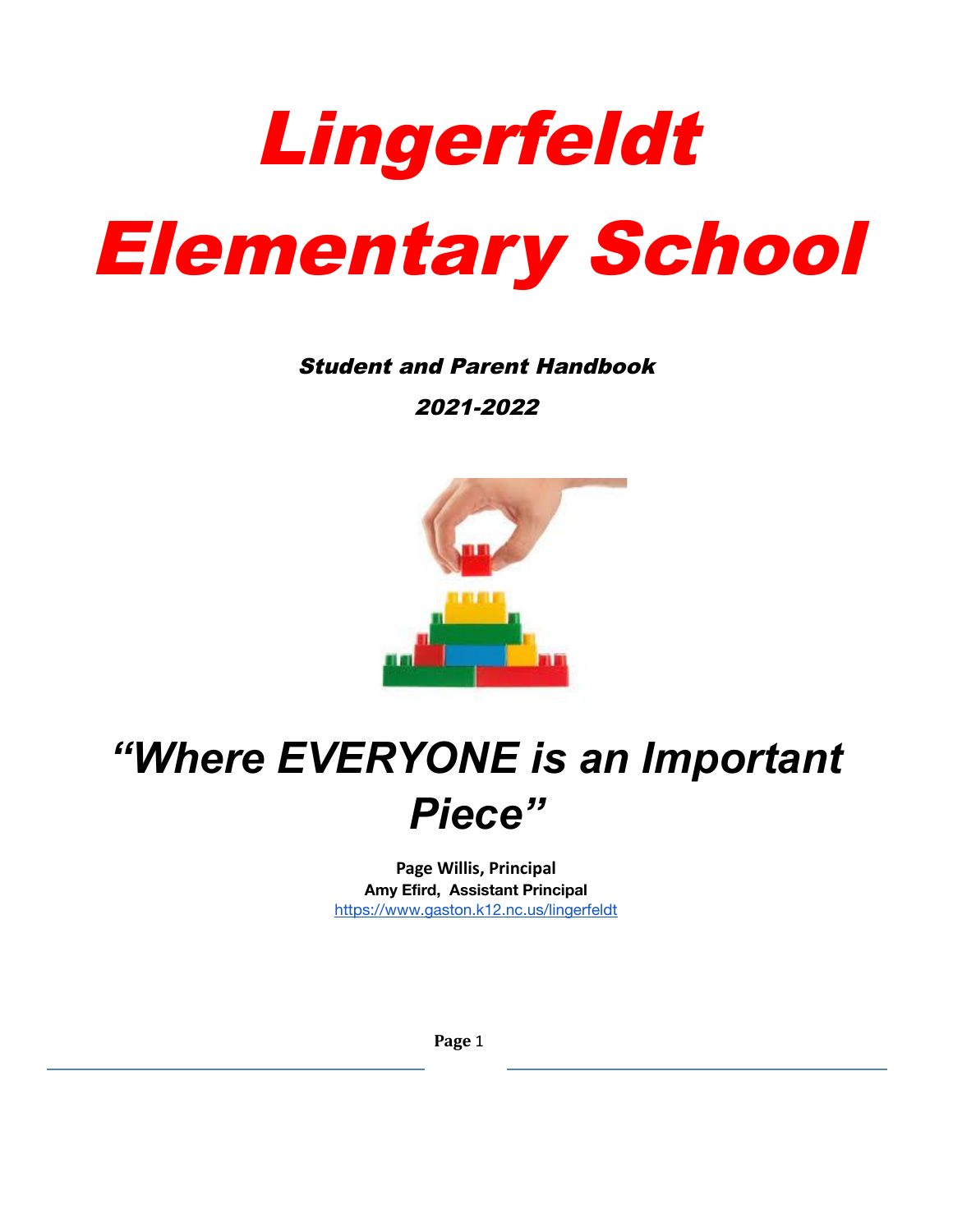# Lingerfeldt Elementary School

***Student and Parent Handbook***

***2021-2022***

## *"Where EVERYONE is an Important Piece"*

**Page Willis, Principal**
**Amy Efird, Assistant Principal**
https://www.gaston.k12.nc.us/lingerfeldt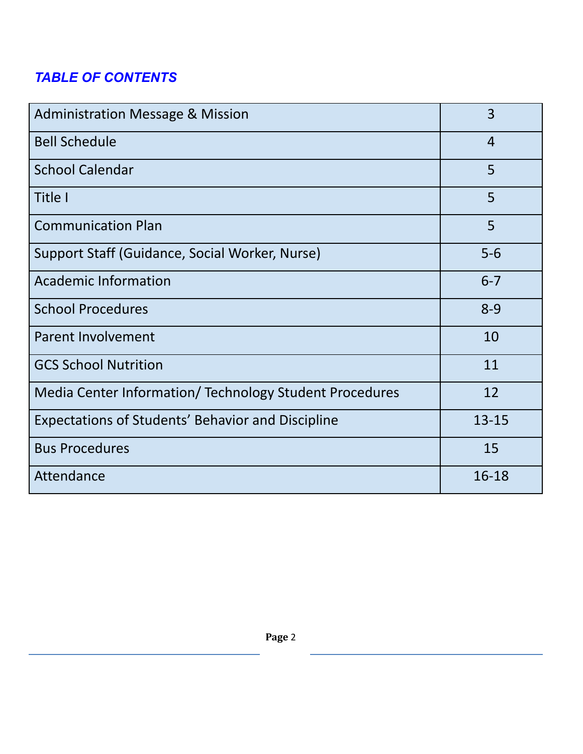## *TABLE OF CONTENTS*

| | |
|---|---|
| Administration Message & Mission | 3 |
| Bell Schedule | 4 |
| School Calendar | 5 |
| Title I | 5 |
| Communication Plan | 5 |
| Support Staff (Guidance, Social Worker, Nurse) | 5-6 |
| Academic Information | 6-7 |
| School Procedures | 8-9 |
| Parent Involvement | 10 |
| GCS School Nutrition | 11 |
| Media Center Information/ Technology Student Procedures | 12 |
| Expectations of Students' Behavior and Discipline | 13-15 |
| Bus Procedures | 15 |
| Attendance | 16-18 |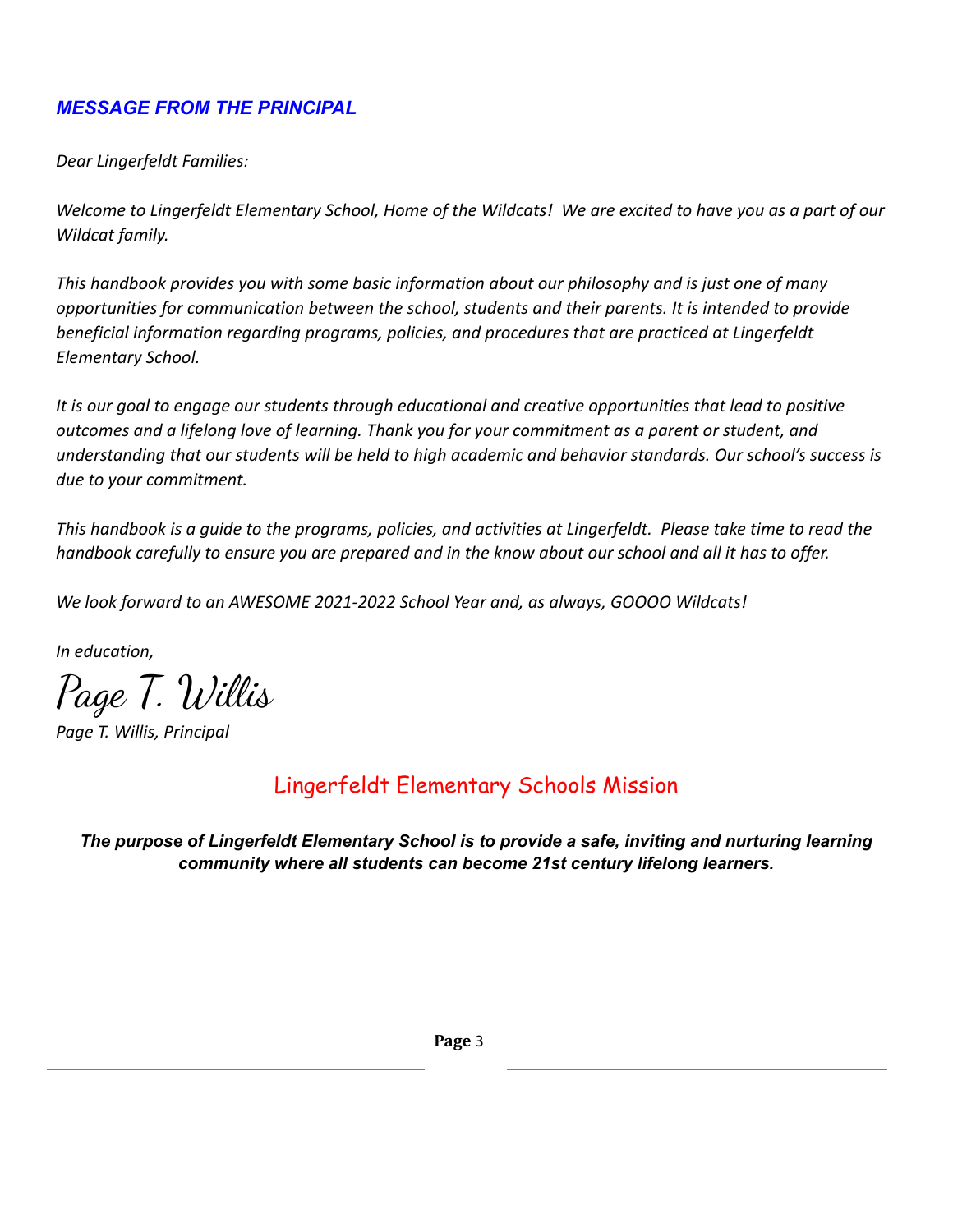## *MESSAGE FROM THE PRINCIPAL*

*Dear Lingerfeldt Families:*

*Welcome to Lingerfeldt Elementary School, Home of the Wildcats! We are excited to have you as a part of our Wildcat family.*

*This handbook provides you with some basic information about our philosophy and is just one of many opportunities for communication between the school, students and their parents. It is intended to provide beneficial information regarding programs, policies, and procedures that are practiced at Lingerfeldt Elementary School.*

*It is our goal to engage our students through educational and creative opportunities that lead to positive outcomes and a lifelong love of learning. Thank you for your commitment as a parent or student, and understanding that our students will be held to high academic and behavior standards. Our school's success is due to your commitment.*

*This handbook is a guide to the programs, policies, and activities at Lingerfeldt. Please take time to read the handbook carefully to ensure you are prepared and in the know about our school and all it has to offer.*

*We look forward to an AWESOME 2021-2022 School Year and, as always, GOOOO Wildcats!*

*In education,*

Page T. Willis

*Page T. Willis, Principal*

## Lingerfeldt Elementary Schools Mission

***The purpose of Lingerfeldt Elementary School is to provide a safe, inviting and nurturing learning community where all students can become 21st century lifelong learners.***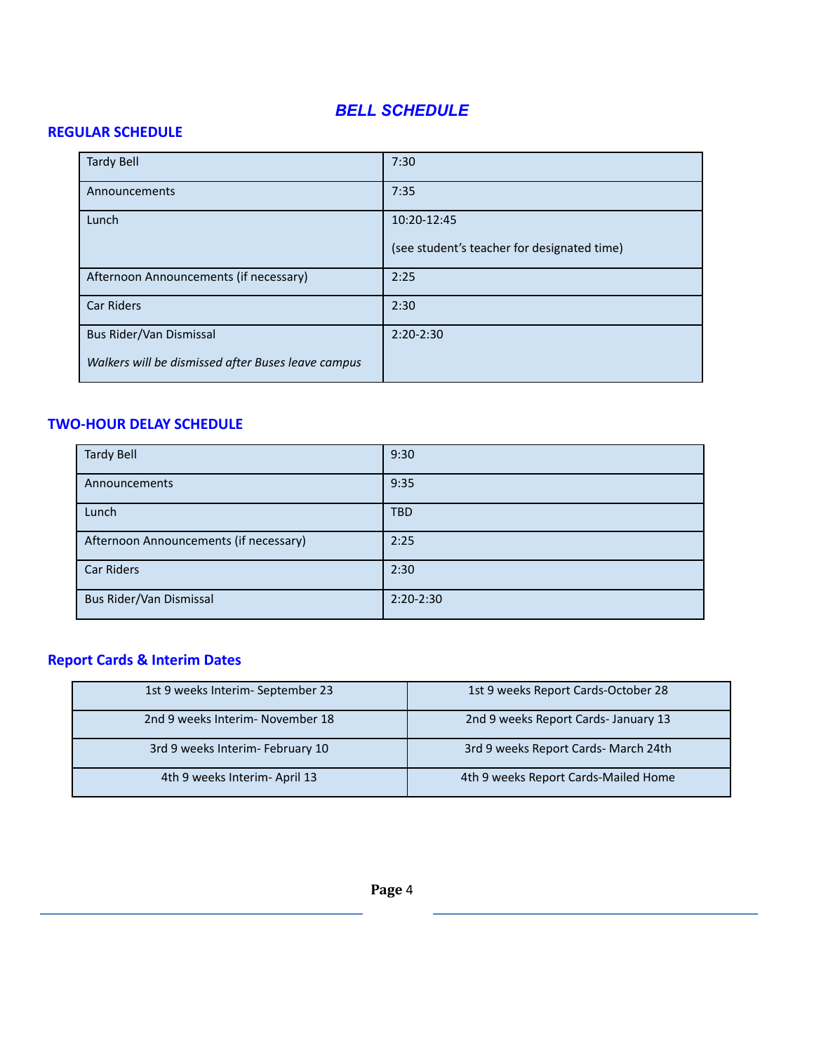# *BELL SCHEDULE*

## REGULAR SCHEDULE

| | |
|---|---|
| Tardy Bell | 7:30 |
| Announcements | 7:35 |
| Lunch | 10:20-12:45<br>(see student's teacher for designated time) |
| Afternoon Announcements (if necessary) | 2:25 |
| Car Riders | 2:30 |
| Bus Rider/Van Dismissal<br>*Walkers will be dismissed after Buses leave campus* | 2:20-2:30 |

## TWO-HOUR DELAY SCHEDULE

| | |
|---|---|
| Tardy Bell | 9:30 |
| Announcements | 9:35 |
| Lunch | TBD |
| Afternoon Announcements (if necessary) | 2:25 |
| Car Riders | 2:30 |
| Bus Rider/Van Dismissal | 2:20-2:30 |

## Report Cards & Interim Dates

| | |
|---|---|
| 1st 9 weeks Interim- September 23 | 1st 9 weeks Report Cards-October 28 |
| 2nd 9 weeks Interim- November 18 | 2nd 9 weeks Report Cards- January 13 |
| 3rd 9 weeks Interim- February 10 | 3rd 9 weeks Report Cards- March 24th |
| 4th 9 weeks Interim- April 13 | 4th 9 weeks Report Cards-Mailed Home |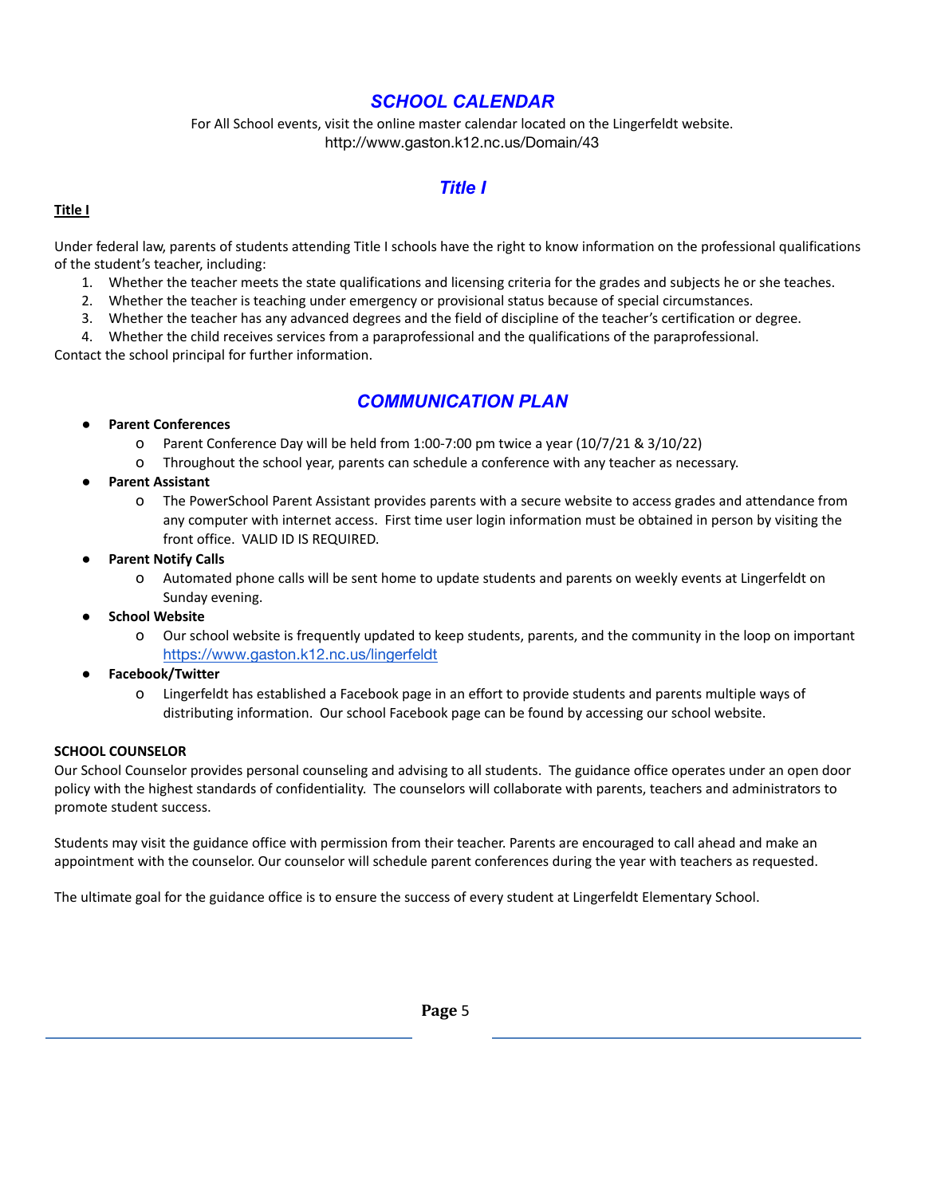## *SCHOOL CALENDAR*

For All School events, visit the online master calendar located on the Lingerfeldt website.
http://www.gaston.k12.nc.us/Domain/43

## *Title I*

**Title I**

Under federal law, parents of students attending Title I schools have the right to know information on the professional qualifications of the student's teacher, including:

1. Whether the teacher meets the state qualifications and licensing criteria for the grades and subjects he or she teaches.
2. Whether the teacher is teaching under emergency or provisional status because of special circumstances.
3. Whether the teacher has any advanced degrees and the field of discipline of the teacher's certification or degree.
4. Whether the child receives services from a paraprofessional and the qualifications of the paraprofessional.

Contact the school principal for further information.

## *COMMUNICATION PLAN*

- **Parent Conferences**
  - Parent Conference Day will be held from 1:00-7:00 pm twice a year (10/7/21 & 3/10/22)
  - Throughout the school year, parents can schedule a conference with any teacher as necessary.
- **Parent Assistant**
  - The PowerSchool Parent Assistant provides parents with a secure website to access grades and attendance from any computer with internet access. First time user login information must be obtained in person by visiting the front office. VALID ID IS REQUIRED.
- **Parent Notify Calls**
  - Automated phone calls will be sent home to update students and parents on weekly events at Lingerfeldt on Sunday evening.
- **School Website**
  - Our school website is frequently updated to keep students, parents, and the community in the loop on important https://www.gaston.k12.nc.us/lingerfeldt
- **Facebook/Twitter**
  - Lingerfeldt has established a Facebook page in an effort to provide students and parents multiple ways of distributing information. Our school Facebook page can be found by accessing our school website.

**SCHOOL COUNSELOR**

Our School Counselor provides personal counseling and advising to all students. The guidance office operates under an open door policy with the highest standards of confidentiality. The counselors will collaborate with parents, teachers and administrators to promote student success.

Students may visit the guidance office with permission from their teacher. Parents are encouraged to call ahead and make an appointment with the counselor. Our counselor will schedule parent conferences during the year with teachers as requested.

The ultimate goal for the guidance office is to ensure the success of every student at Lingerfeldt Elementary School.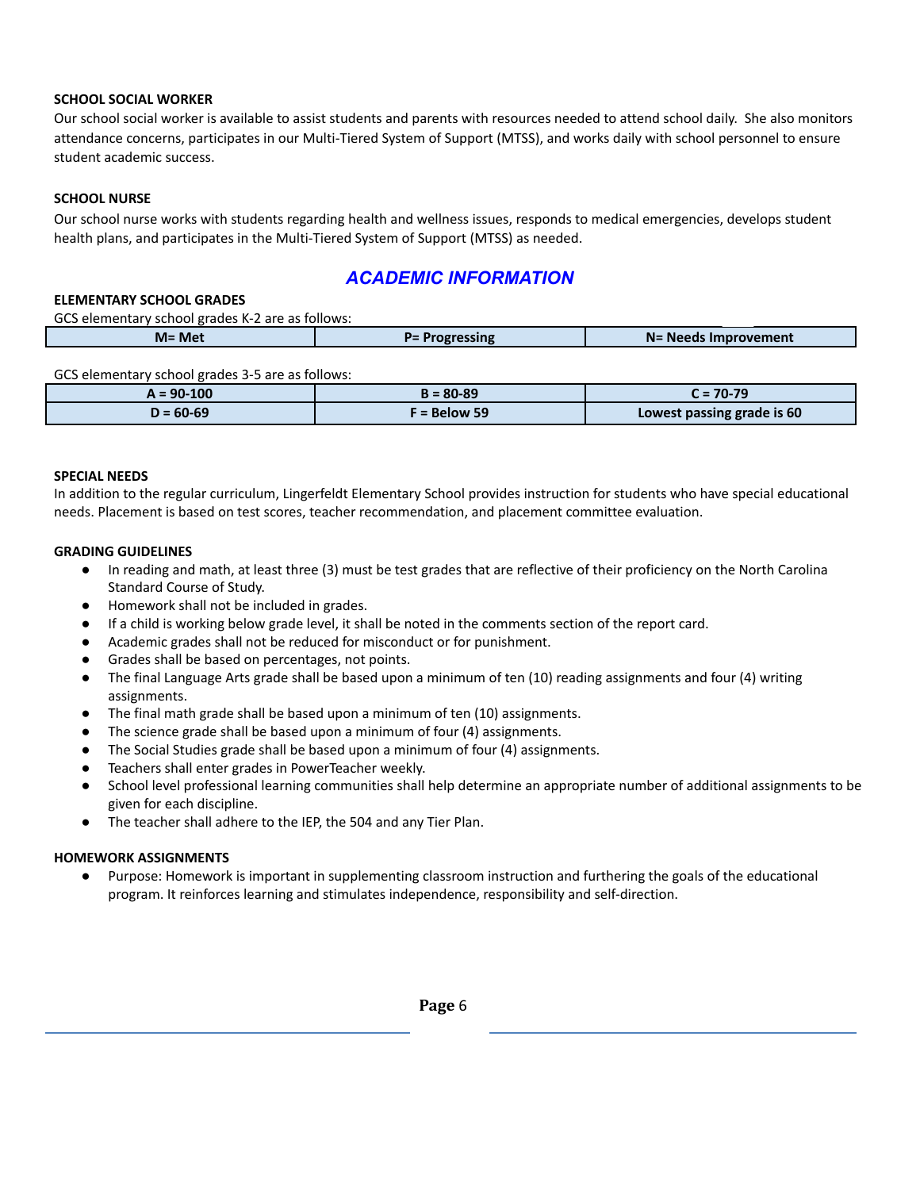**SCHOOL SOCIAL WORKER**

Our school social worker is available to assist students and parents with resources needed to attend school daily. She also monitors attendance concerns, participates in our Multi-Tiered System of Support (MTSS), and works daily with school personnel to ensure student academic success.

**SCHOOL NURSE**

Our school nurse works with students regarding health and wellness issues, responds to medical emergencies, develops student health plans, and participates in the Multi-Tiered System of Support (MTSS) as needed.

## *ACADEMIC INFORMATION*

**ELEMENTARY SCHOOL GRADES**

GCS elementary school grades K-2 are as follows:

| | | |
|---|---|---|
| **M= Met** | **P= Progressing** | **N= Needs Improvement** |

GCS elementary school grades 3-5 are as follows:

| | | |
|---|---|---|
| **A = 90-100** | **B = 80-89** | **C = 70-79** |
| **D = 60-69** | **F = Below 59** | **Lowest passing grade is 60** |

**SPECIAL NEEDS**

In addition to the regular curriculum, Lingerfeldt Elementary School provides instruction for students who have special educational needs. Placement is based on test scores, teacher recommendation, and placement committee evaluation.

**GRADING GUIDELINES**

- In reading and math, at least three (3) must be test grades that are reflective of their proficiency on the North Carolina Standard Course of Study.
- Homework shall not be included in grades.
- If a child is working below grade level, it shall be noted in the comments section of the report card.
- Academic grades shall not be reduced for misconduct or for punishment.
- Grades shall be based on percentages, not points.
- The final Language Arts grade shall be based upon a minimum of ten (10) reading assignments and four (4) writing assignments.
- The final math grade shall be based upon a minimum of ten (10) assignments.
- The science grade shall be based upon a minimum of four (4) assignments.
- The Social Studies grade shall be based upon a minimum of four (4) assignments.
- Teachers shall enter grades in PowerTeacher weekly.
- School level professional learning communities shall help determine an appropriate number of additional assignments to be given for each discipline.
- The teacher shall adhere to the IEP, the 504 and any Tier Plan.

**HOMEWORK ASSIGNMENTS**

- Purpose: Homework is important in supplementing classroom instruction and furthering the goals of the educational program. It reinforces learning and stimulates independence, responsibility and self-direction.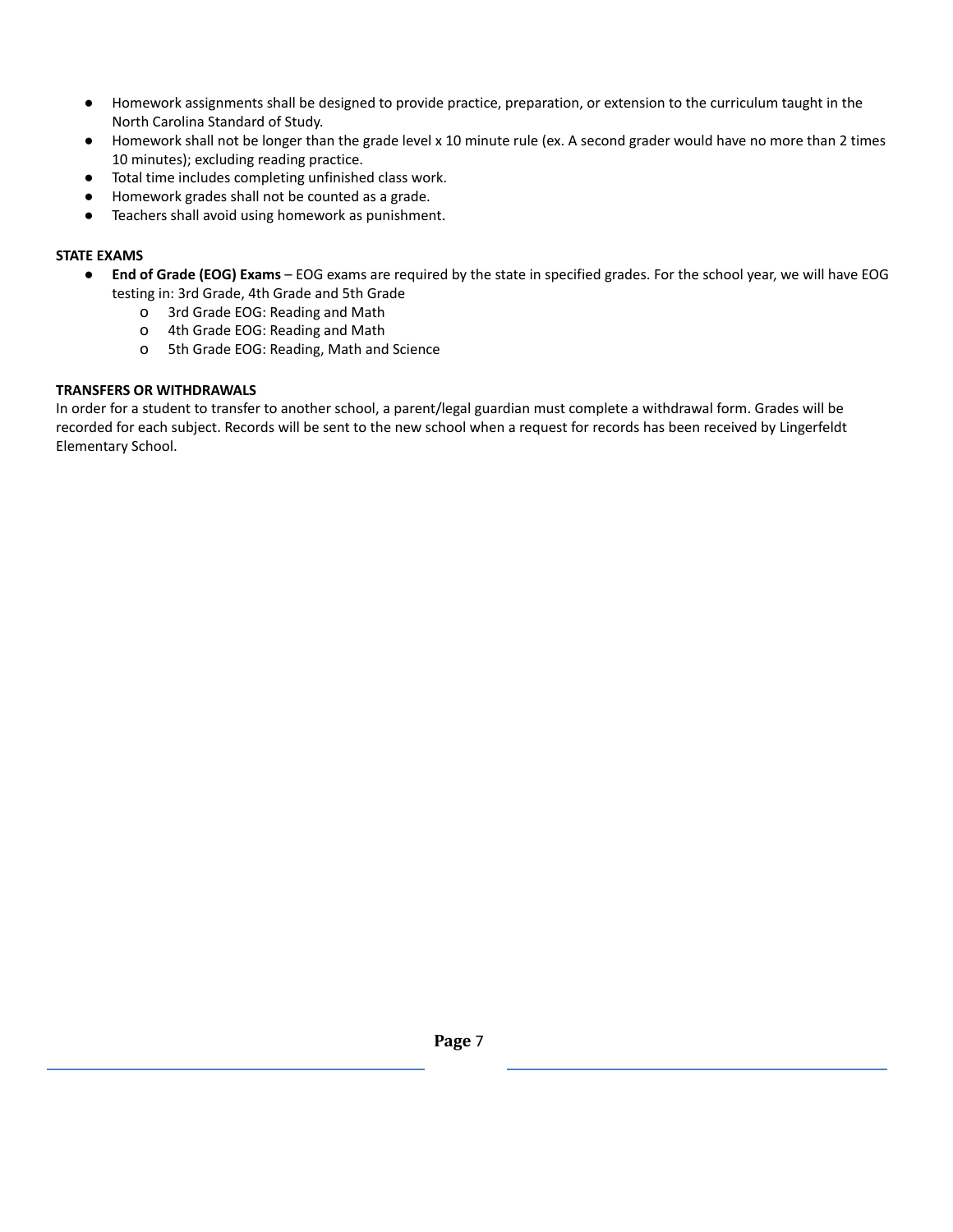- Homework assignments shall be designed to provide practice, preparation, or extension to the curriculum taught in the North Carolina Standard of Study.
- Homework shall not be longer than the grade level x 10 minute rule (ex. A second grader would have no more than 2 times 10 minutes); excluding reading practice.
- Total time includes completing unfinished class work.
- Homework grades shall not be counted as a grade.
- Teachers shall avoid using homework as punishment.

**STATE EXAMS**

- **End of Grade (EOG) Exams** – EOG exams are required by the state in specified grades. For the school year, we will have EOG testing in: 3rd Grade, 4th Grade and 5th Grade
    - 3rd Grade EOG: Reading and Math
    - 4th Grade EOG: Reading and Math
    - 5th Grade EOG: Reading, Math and Science

**TRANSFERS OR WITHDRAWALS**

In order for a student to transfer to another school, a parent/legal guardian must complete a withdrawal form. Grades will be recorded for each subject. Records will be sent to the new school when a request for records has been received by Lingerfeldt Elementary School.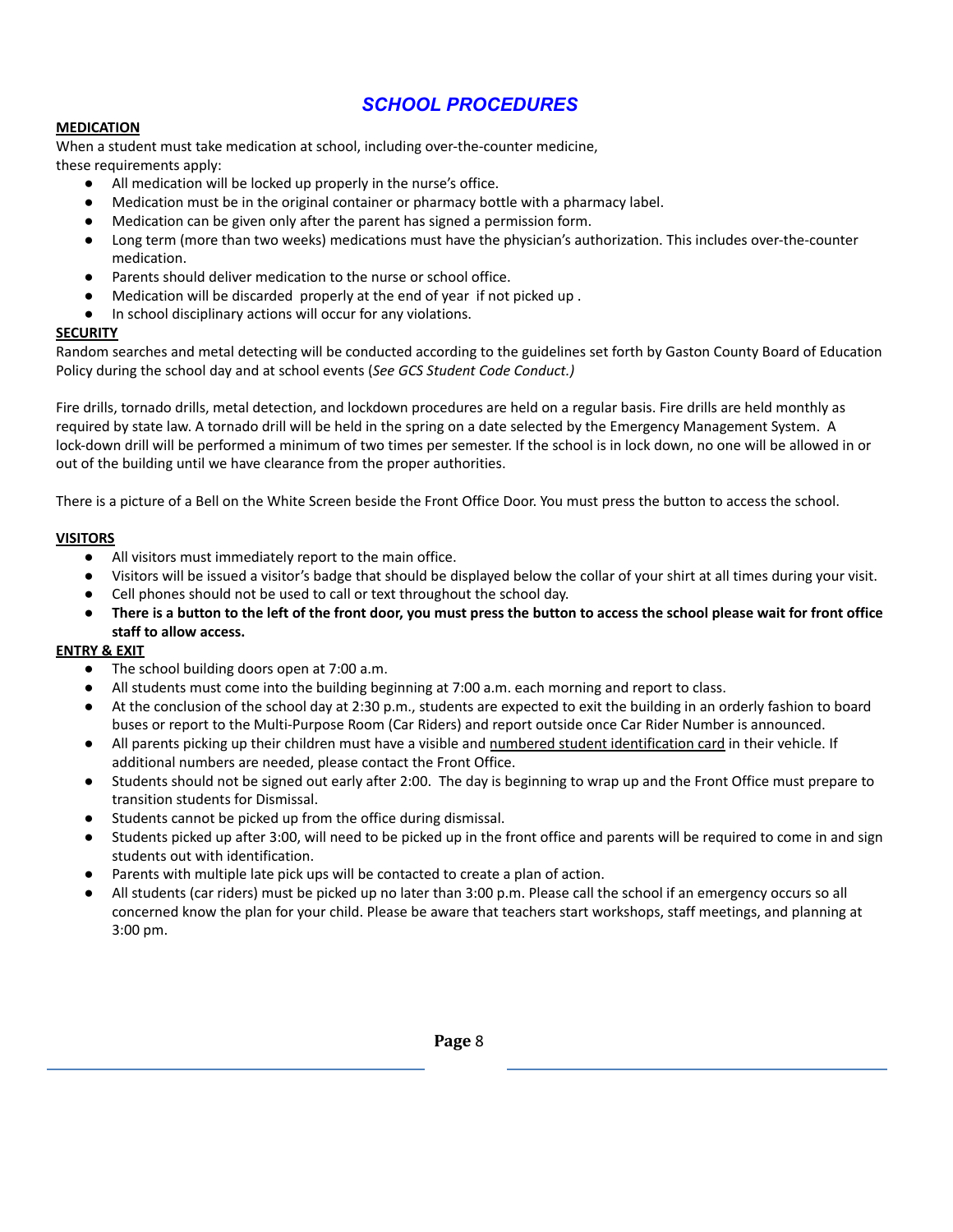# *SCHOOL PROCEDURES*

**MEDICATION**

When a student must take medication at school, including over-the-counter medicine, these requirements apply:

- All medication will be locked up properly in the nurse's office.
- Medication must be in the original container or pharmacy bottle with a pharmacy label.
- Medication can be given only after the parent has signed a permission form.
- Long term (more than two weeks) medications must have the physician's authorization. This includes over-the-counter medication.
- Parents should deliver medication to the nurse or school office.
- Medication will be discarded properly at the end of year if not picked up .
- In school disciplinary actions will occur for any violations.

**SECURITY**

Random searches and metal detecting will be conducted according to the guidelines set forth by Gaston County Board of Education Policy during the school day and at school events (*See GCS Student Code Conduct.)*

Fire drills, tornado drills, metal detection, and lockdown procedures are held on a regular basis. Fire drills are held monthly as required by state law. A tornado drill will be held in the spring on a date selected by the Emergency Management System. A lock-down drill will be performed a minimum of two times per semester. If the school is in lock down, no one will be allowed in or out of the building until we have clearance from the proper authorities.

There is a picture of a Bell on the White Screen beside the Front Office Door. You must press the button to access the school.

**VISITORS**

- All visitors must immediately report to the main office.
- Visitors will be issued a visitor's badge that should be displayed below the collar of your shirt at all times during your visit.
- Cell phones should not be used to call or text throughout the school day.
- **There is a button to the left of the front door, you must press the button to access the school please wait for front office staff to allow access.**

**ENTRY & EXIT**

- The school building doors open at 7:00 a.m.
- All students must come into the building beginning at 7:00 a.m. each morning and report to class.
- At the conclusion of the school day at 2:30 p.m., students are expected to exit the building in an orderly fashion to board buses or report to the Multi-Purpose Room (Car Riders) and report outside once Car Rider Number is announced.
- All parents picking up their children must have a visible and numbered student identification card in their vehicle. If additional numbers are needed, please contact the Front Office.
- Students should not be signed out early after 2:00. The day is beginning to wrap up and the Front Office must prepare to transition students for Dismissal.
- Students cannot be picked up from the office during dismissal.
- Students picked up after 3:00, will need to be picked up in the front office and parents will be required to come in and sign students out with identification.
- Parents with multiple late pick ups will be contacted to create a plan of action.
- All students (car riders) must be picked up no later than 3:00 p.m. Please call the school if an emergency occurs so all concerned know the plan for your child. Please be aware that teachers start workshops, staff meetings, and planning at 3:00 pm.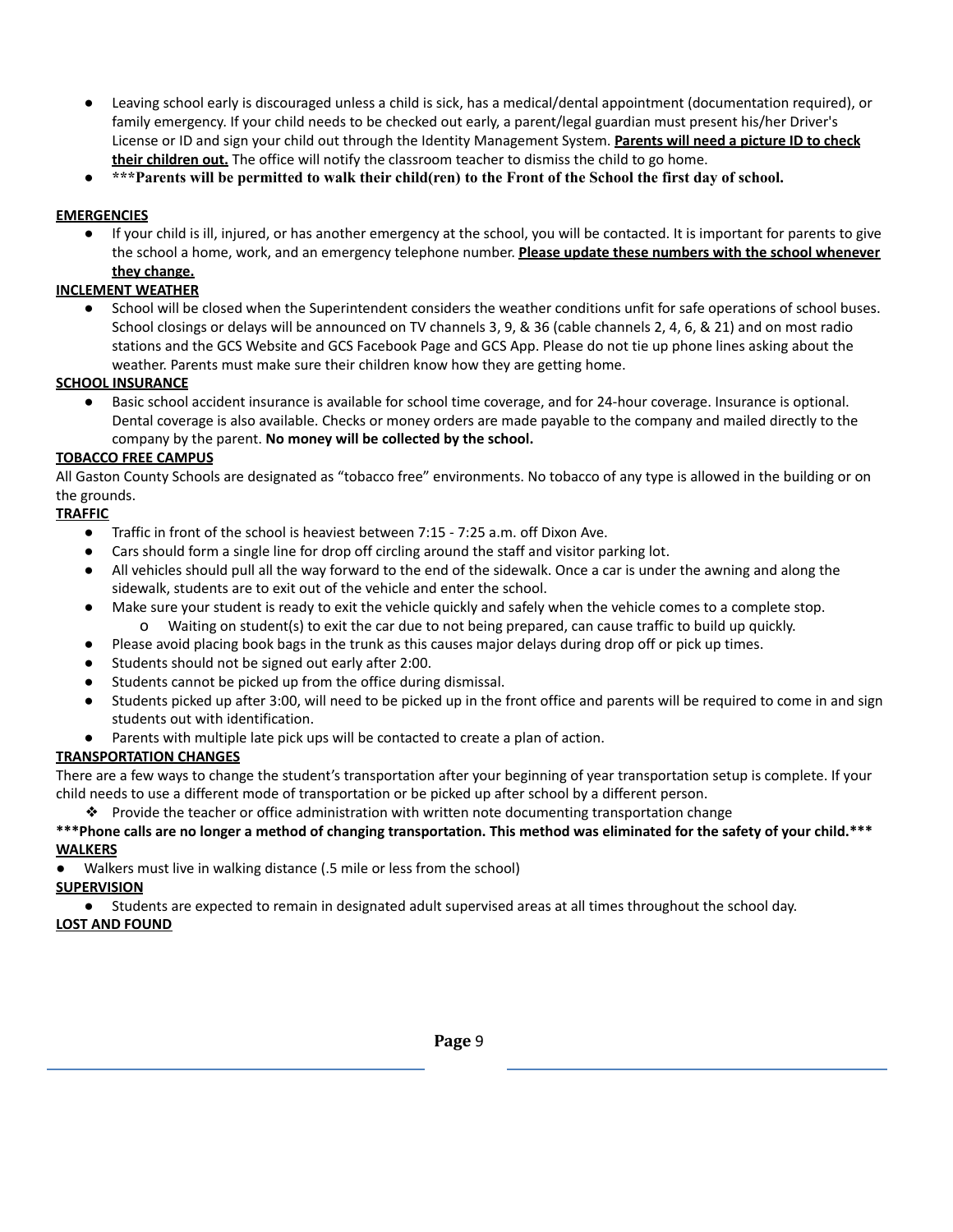- Leaving school early is discouraged unless a child is sick, has a medical/dental appointment (documentation required), or family emergency. If your child needs to be checked out early, a parent/legal guardian must present his/her Driver's License or ID and sign your child out through the Identity Management System. **Parents will need a picture ID to check their children out.** The office will notify the classroom teacher to dismiss the child to go home.
- **\*\*\*Parents will be permitted to walk their child(ren) to the Front of the School the first day of school.**

**EMERGENCIES**

- If your child is ill, injured, or has another emergency at the school, you will be contacted. It is important for parents to give the school a home, work, and an emergency telephone number. **Please update these numbers with the school whenever they change.**

**INCLEMENT WEATHER**

- School will be closed when the Superintendent considers the weather conditions unfit for safe operations of school buses. School closings or delays will be announced on TV channels 3, 9, & 36 (cable channels 2, 4, 6, & 21) and on most radio stations and the GCS Website and GCS Facebook Page and GCS App. Please do not tie up phone lines asking about the weather. Parents must make sure their children know how they are getting home.

**SCHOOL INSURANCE**

- Basic school accident insurance is available for school time coverage, and for 24-hour coverage. Insurance is optional. Dental coverage is also available. Checks or money orders are made payable to the company and mailed directly to the company by the parent. **No money will be collected by the school.**

**TOBACCO FREE CAMPUS**

All Gaston County Schools are designated as "tobacco free" environments. No tobacco of any type is allowed in the building or on the grounds.

**TRAFFIC**

- Traffic in front of the school is heaviest between 7:15 - 7:25 a.m. off Dixon Ave.
- Cars should form a single line for drop off circling around the staff and visitor parking lot.
- All vehicles should pull all the way forward to the end of the sidewalk. Once a car is under the awning and along the sidewalk, students are to exit out of the vehicle and enter the school.
- Make sure your student is ready to exit the vehicle quickly and safely when the vehicle comes to a complete stop.
  - Waiting on student(s) to exit the car due to not being prepared, can cause traffic to build up quickly.
- Please avoid placing book bags in the trunk as this causes major delays during drop off or pick up times.
- Students should not be signed out early after 2:00.
- Students cannot be picked up from the office during dismissal.
- Students picked up after 3:00, will need to be picked up in the front office and parents will be required to come in and sign students out with identification.
- Parents with multiple late pick ups will be contacted to create a plan of action.

**TRANSPORTATION CHANGES**

There are a few ways to change the student's transportation after your beginning of year transportation setup is complete. If your child needs to use a different mode of transportation or be picked up after school by a different person.

- Provide the teacher or office administration with written note documenting transportation change

**\*\*\*Phone calls are no longer a method of changing transportation. This method was eliminated for the safety of your child.\*\*\***

**WALKERS**

- Walkers must live in walking distance (.5 mile or less from the school)

**SUPERVISION**

- Students are expected to remain in designated adult supervised areas at all times throughout the school day.

**LOST AND FOUND**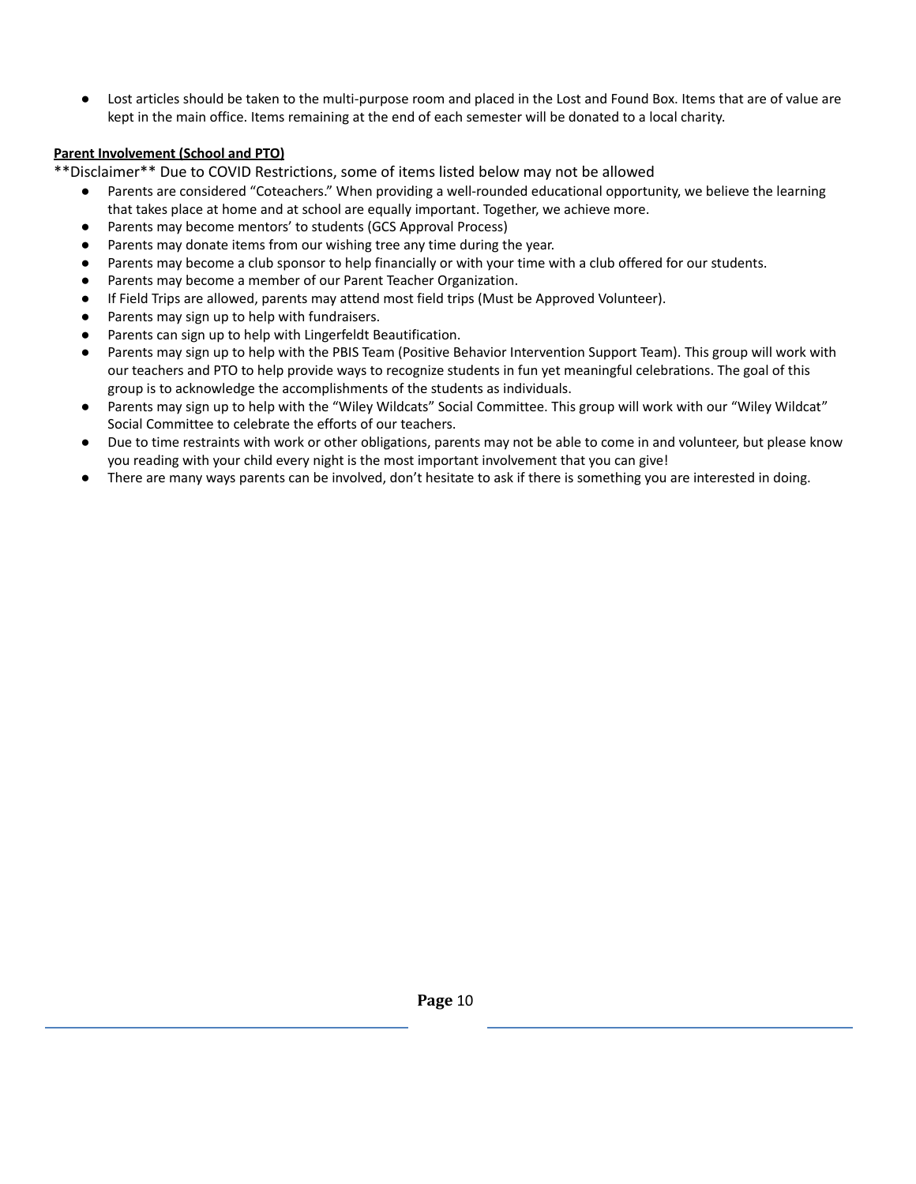- Lost articles should be taken to the multi-purpose room and placed in the Lost and Found Box. Items that are of value are kept in the main office. Items remaining at the end of each semester will be donated to a local charity.

**Parent Involvement (School and PTO)**

**Disclaimer** Due to COVID Restrictions, some of items listed below may not be allowed

- Parents are considered "Coteachers." When providing a well-rounded educational opportunity, we believe the learning that takes place at home and at school are equally important. Together, we achieve more.
- Parents may become mentors' to students (GCS Approval Process)
- Parents may donate items from our wishing tree any time during the year.
- Parents may become a club sponsor to help financially or with your time with a club offered for our students.
- Parents may become a member of our Parent Teacher Organization.
- If Field Trips are allowed, parents may attend most field trips (Must be Approved Volunteer).
- Parents may sign up to help with fundraisers.
- Parents can sign up to help with Lingerfeldt Beautification.
- Parents may sign up to help with the PBIS Team (Positive Behavior Intervention Support Team). This group will work with our teachers and PTO to help provide ways to recognize students in fun yet meaningful celebrations. The goal of this group is to acknowledge the accomplishments of the students as individuals.
- Parents may sign up to help with the "Wiley Wildcats" Social Committee. This group will work with our "Wiley Wildcat" Social Committee to celebrate the efforts of our teachers.
- Due to time restraints with work or other obligations, parents may not be able to come in and volunteer, but please know you reading with your child every night is the most important involvement that you can give!
- There are many ways parents can be involved, don't hesitate to ask if there is something you are interested in doing.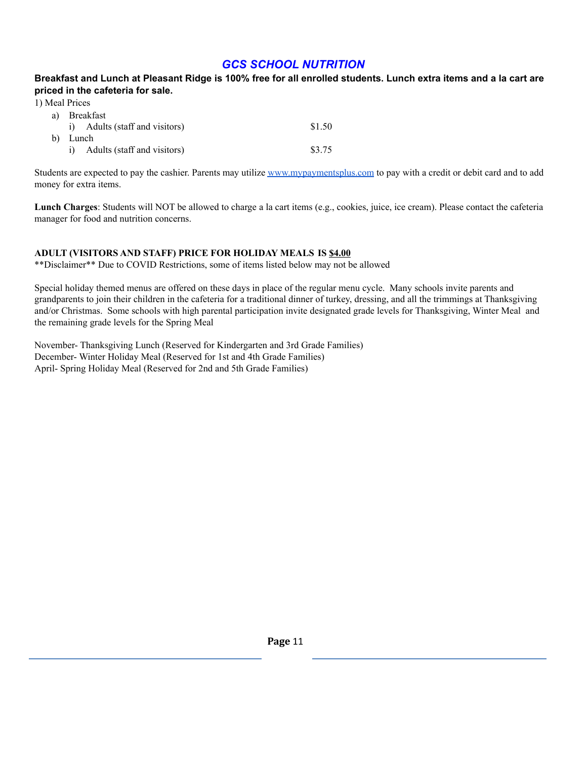## *GCS SCHOOL NUTRITION*

**Breakfast and Lunch at Pleasant Ridge is 100% free for all enrolled students. Lunch extra items and a la cart are priced in the cafeteria for sale.**

1) Meal Prices

a) Breakfast
   i) Adults (staff and visitors) $1.50

b) Lunch
   i) Adults (staff and visitors) $3.75

Students are expected to pay the cashier. Parents may utilize www.mypaymentsplus.com to pay with a credit or debit card and to add money for extra items.

**Lunch Charges**: Students will NOT be allowed to charge a la cart items (e.g., cookies, juice, ice cream). Please contact the cafeteria manager for food and nutrition concerns.

**ADULT (VISITORS AND STAFF) PRICE FOR HOLIDAY MEALS IS $4.00**

**Disclaimer** Due to COVID Restrictions, some of items listed below may not be allowed

Special holiday themed menus are offered on these days in place of the regular menu cycle. Many schools invite parents and grandparents to join their children in the cafeteria for a traditional dinner of turkey, dressing, and all the trimmings at Thanksgiving and/or Christmas. Some schools with high parental participation invite designated grade levels for Thanksgiving, Winter Meal and the remaining grade levels for the Spring Meal

November- Thanksgiving Lunch (Reserved for Kindergarten and 3rd Grade Families)
December- Winter Holiday Meal (Reserved for 1st and 4th Grade Families)
April- Spring Holiday Meal (Reserved for 2nd and 5th Grade Families)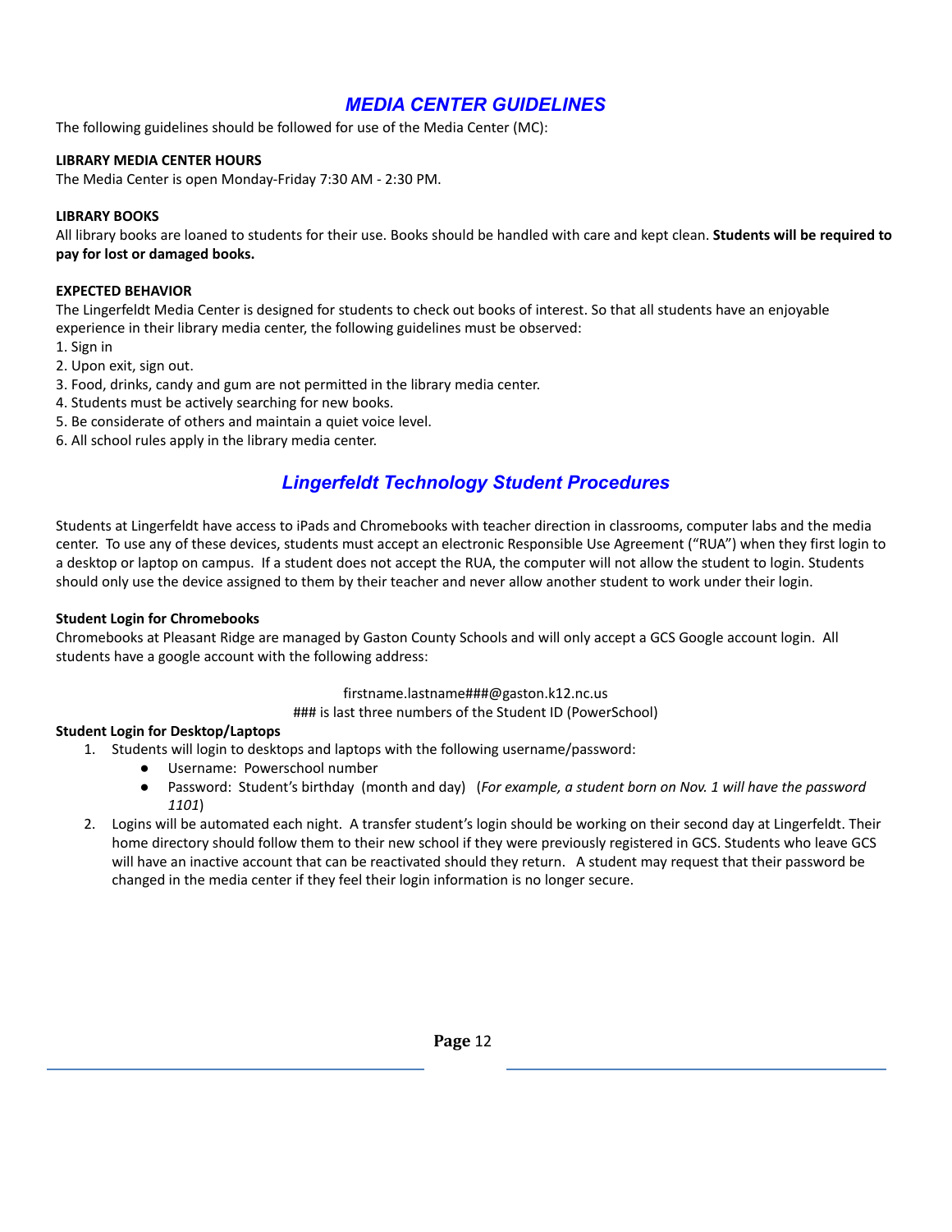## *MEDIA CENTER GUIDELINES*

The following guidelines should be followed for use of the Media Center (MC):

**LIBRARY MEDIA CENTER HOURS**
The Media Center is open Monday-Friday 7:30 AM - 2:30 PM.

**LIBRARY BOOKS**
All library books are loaned to students for their use. Books should be handled with care and kept clean. **Students will be required to pay for lost or damaged books.**

**EXPECTED BEHAVIOR**
The Lingerfeldt Media Center is designed for students to check out books of interest. So that all students have an enjoyable experience in their library media center, the following guidelines must be observed:

1. Sign in
2. Upon exit, sign out.
3. Food, drinks, candy and gum are not permitted in the library media center.
4. Students must be actively searching for new books.
5. Be considerate of others and maintain a quiet voice level.
6. All school rules apply in the library media center.

## *Lingerfeldt Technology Student Procedures*

Students at Lingerfeldt have access to iPads and Chromebooks with teacher direction in classrooms, computer labs and the media center. To use any of these devices, students must accept an electronic Responsible Use Agreement ("RUA") when they first login to a desktop or laptop on campus. If a student does not accept the RUA, the computer will not allow the student to login. Students should only use the device assigned to them by their teacher and never allow another student to work under their login.

**Student Login for Chromebooks**
Chromebooks at Pleasant Ridge are managed by Gaston County Schools and will only accept a GCS Google account login. All students have a google account with the following address:

firstname.lastname###@gaston.k12.nc.us
### is last three numbers of the Student ID (PowerSchool)

**Student Login for Desktop/Laptops**

1. Students will login to desktops and laptops with the following username/password:
   - Username: Powerschool number
   - Password: Student's birthday (month and day) (*For example, a student born on Nov. 1 will have the password 1101*)
2. Logins will be automated each night. A transfer student's login should be working on their second day at Lingerfeldt. Their home directory should follow them to their new school if they were previously registered in GCS. Students who leave GCS will have an inactive account that can be reactivated should they return. A student may request that their password be changed in the media center if they feel their login information is no longer secure.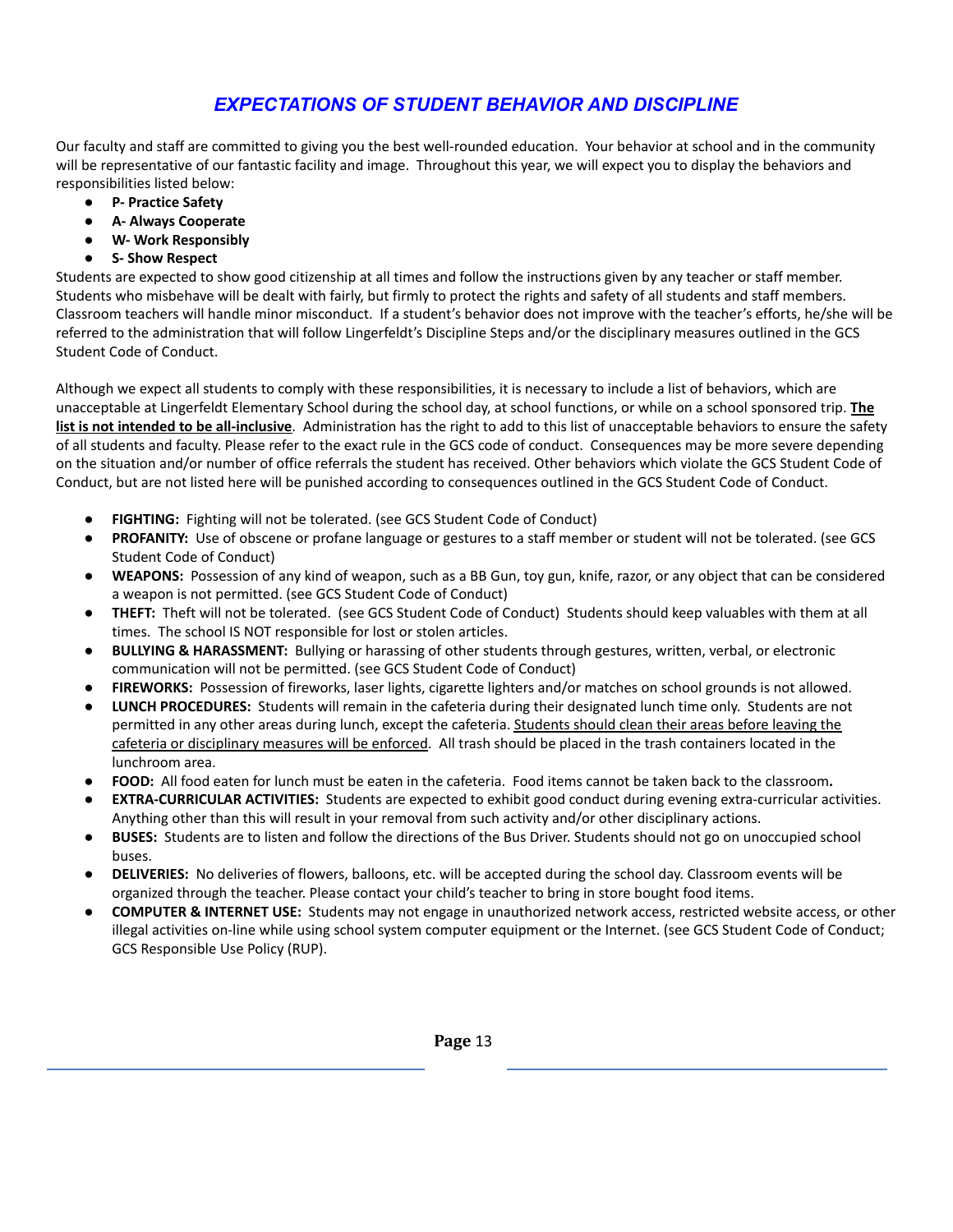## *EXPECTATIONS OF STUDENT BEHAVIOR AND DISCIPLINE*

Our faculty and staff are committed to giving you the best well-rounded education. Your behavior at school and in the community will be representative of our fantastic facility and image. Throughout this year, we will expect you to display the behaviors and responsibilities listed below:

- **P- Practice Safety**
- **A- Always Cooperate**
- **W- Work Responsibly**
- **S- Show Respect**

Students are expected to show good citizenship at all times and follow the instructions given by any teacher or staff member. Students who misbehave will be dealt with fairly, but firmly to protect the rights and safety of all students and staff members. Classroom teachers will handle minor misconduct. If a student's behavior does not improve with the teacher's efforts, he/she will be referred to the administration that will follow Lingerfeldt's Discipline Steps and/or the disciplinary measures outlined in the GCS Student Code of Conduct.

Although we expect all students to comply with these responsibilities, it is necessary to include a list of behaviors, which are unacceptable at Lingerfeldt Elementary School during the school day, at school functions, or while on a school sponsored trip. **<u>The list is not intended to be all-inclusive</u>**. Administration has the right to add to this list of unacceptable behaviors to ensure the safety of all students and faculty. Please refer to the exact rule in the GCS code of conduct. Consequences may be more severe depending on the situation and/or number of office referrals the student has received. Other behaviors which violate the GCS Student Code of Conduct, but are not listed here will be punished according to consequences outlined in the GCS Student Code of Conduct.

- **FIGHTING:** Fighting will not be tolerated. (see GCS Student Code of Conduct)
- **PROFANITY:** Use of obscene or profane language or gestures to a staff member or student will not be tolerated. (see GCS Student Code of Conduct)
- **WEAPONS:** Possession of any kind of weapon, such as a BB Gun, toy gun, knife, razor, or any object that can be considered a weapon is not permitted. (see GCS Student Code of Conduct)
- **THEFT:** Theft will not be tolerated. (see GCS Student Code of Conduct) Students should keep valuables with them at all times. The school IS NOT responsible for lost or stolen articles.
- **BULLYING & HARASSMENT:** Bullying or harassing of other students through gestures, written, verbal, or electronic communication will not be permitted. (see GCS Student Code of Conduct)
- **FIREWORKS:** Possession of fireworks, laser lights, cigarette lighters and/or matches on school grounds is not allowed.
- **LUNCH PROCEDURES:** Students will remain in the cafeteria during their designated lunch time only. Students are not permitted in any other areas during lunch, except the cafeteria. <u>Students should clean their areas before leaving the cafeteria or disciplinary measures will be enforced</u>. All trash should be placed in the trash containers located in the lunchroom area.
- **FOOD:** All food eaten for lunch must be eaten in the cafeteria. Food items cannot be taken back to the classroom**.**
- **EXTRA-CURRICULAR ACTIVITIES:** Students are expected to exhibit good conduct during evening extra-curricular activities. Anything other than this will result in your removal from such activity and/or other disciplinary actions.
- **BUSES:** Students are to listen and follow the directions of the Bus Driver. Students should not go on unoccupied school buses.
- **DELIVERIES:** No deliveries of flowers, balloons, etc. will be accepted during the school day. Classroom events will be organized through the teacher. Please contact your child's teacher to bring in store bought food items.
- **COMPUTER & INTERNET USE:** Students may not engage in unauthorized network access, restricted website access, or other illegal activities on-line while using school system computer equipment or the Internet. (see GCS Student Code of Conduct; GCS Responsible Use Policy (RUP).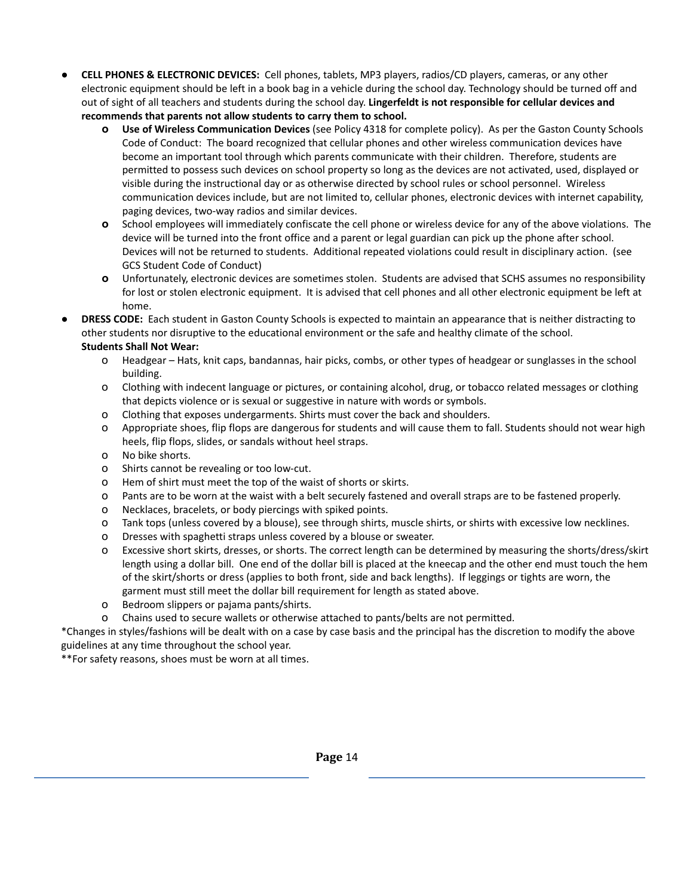- **CELL PHONES & ELECTRONIC DEVICES:** Cell phones, tablets, MP3 players, radios/CD players, cameras, or any other electronic equipment should be left in a book bag in a vehicle during the school day. Technology should be turned off and out of sight of all teachers and students during the school day. **Lingerfeldt is not responsible for cellular devices and recommends that parents not allow students to carry them to school.**
  - **Use of Wireless Communication Devices** (see Policy 4318 for complete policy). As per the Gaston County Schools Code of Conduct: The board recognized that cellular phones and other wireless communication devices have become an important tool through which parents communicate with their children. Therefore, students are permitted to possess such devices on school property so long as the devices are not activated, used, displayed or visible during the instructional day or as otherwise directed by school rules or school personnel. Wireless communication devices include, but are not limited to, cellular phones, electronic devices with internet capability, paging devices, two-way radios and similar devices.
  - School employees will immediately confiscate the cell phone or wireless device for any of the above violations. The device will be turned into the front office and a parent or legal guardian can pick up the phone after school. Devices will not be returned to students. Additional repeated violations could result in disciplinary action. (see GCS Student Code of Conduct)
  - Unfortunately, electronic devices are sometimes stolen. Students are advised that SCHS assumes no responsibility for lost or stolen electronic equipment. It is advised that cell phones and all other electronic equipment be left at home.
- **DRESS CODE:** Each student in Gaston County Schools is expected to maintain an appearance that is neither distracting to other students nor disruptive to the educational environment or the safe and healthy climate of the school.
  **Students Shall Not Wear:**
  - Headgear – Hats, knit caps, bandannas, hair picks, combs, or other types of headgear or sunglasses in the school building.
  - Clothing with indecent language or pictures, or containing alcohol, drug, or tobacco related messages or clothing that depicts violence or is sexual or suggestive in nature with words or symbols.
  - Clothing that exposes undergarments. Shirts must cover the back and shoulders.
  - Appropriate shoes, flip flops are dangerous for students and will cause them to fall. Students should not wear high heels, flip flops, slides, or sandals without heel straps.
  - No bike shorts.
  - Shirts cannot be revealing or too low-cut.
  - Hem of shirt must meet the top of the waist of shorts or skirts.
  - Pants are to be worn at the waist with a belt securely fastened and overall straps are to be fastened properly.
  - Necklaces, bracelets, or body piercings with spiked points.
  - Tank tops (unless covered by a blouse), see through shirts, muscle shirts, or shirts with excessive low necklines.
  - Dresses with spaghetti straps unless covered by a blouse or sweater.
  - Excessive short skirts, dresses, or shorts. The correct length can be determined by measuring the shorts/dress/skirt length using a dollar bill. One end of the dollar bill is placed at the kneecap and the other end must touch the hem of the skirt/shorts or dress (applies to both front, side and back lengths). If leggings or tights are worn, the garment must still meet the dollar bill requirement for length as stated above.
  - Bedroom slippers or pajama pants/shirts.
  - Chains used to secure wallets or otherwise attached to pants/belts are not permitted.

*Changes in styles/fashions will be dealt with on a case by case basis and the principal has the discretion to modify the above guidelines at any time throughout the school year.

**For safety reasons, shoes must be worn at all times.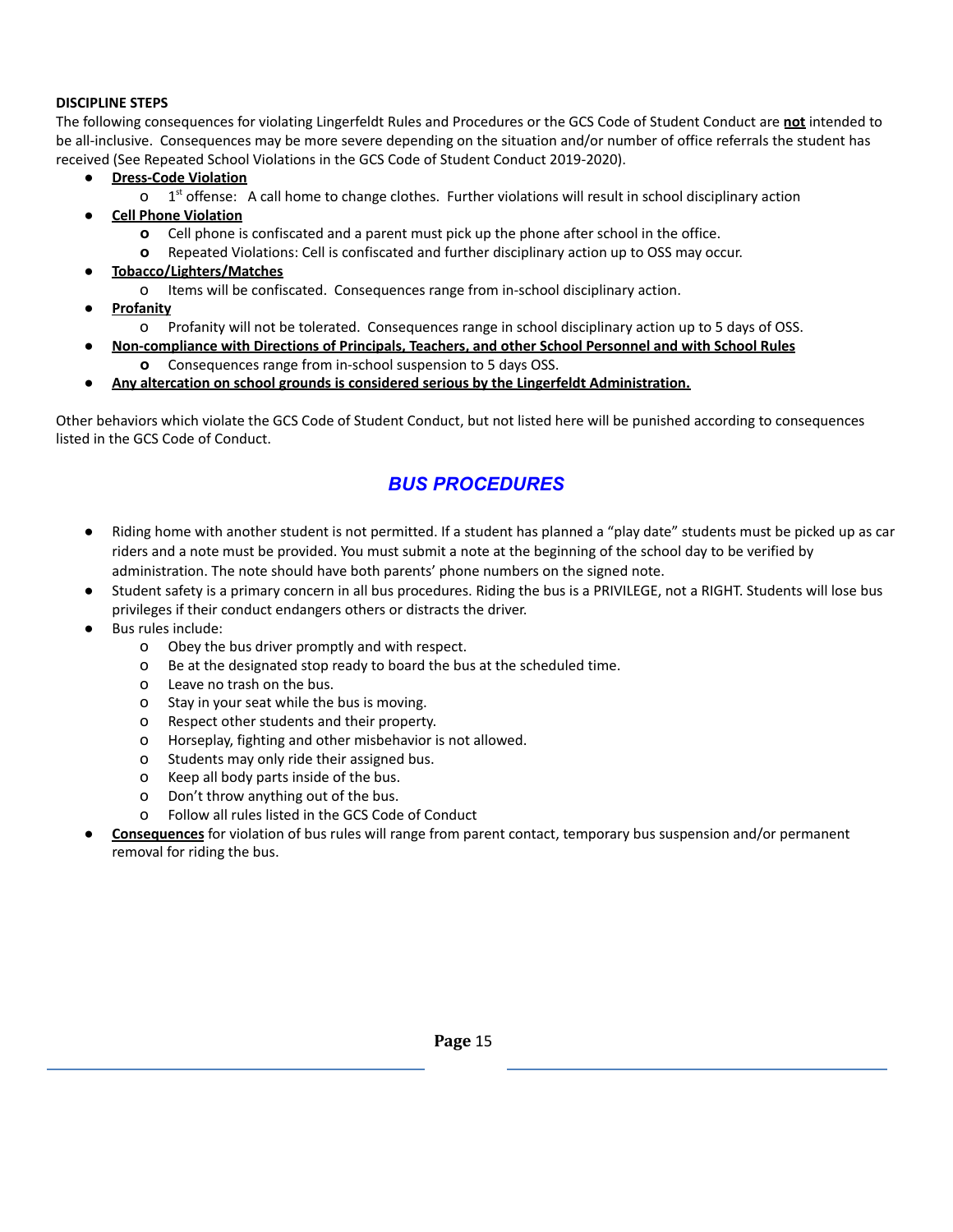**DISCIPLINE STEPS**

The following consequences for violating Lingerfeldt Rules and Procedures or the GCS Code of Student Conduct are **not** intended to be all-inclusive. Consequences may be more severe depending on the situation and/or number of office referrals the student has received (See Repeated School Violations in the GCS Code of Student Conduct 2019-2020).

- **Dress-Code Violation**
  - 1st offense: A call home to change clothes. Further violations will result in school disciplinary action
- **Cell Phone Violation**
  - Cell phone is confiscated and a parent must pick up the phone after school in the office.
  - Repeated Violations: Cell is confiscated and further disciplinary action up to OSS may occur.
- **Tobacco/Lighters/Matches**
  - Items will be confiscated. Consequences range from in-school disciplinary action.
- **Profanity**
  - Profanity will not be tolerated. Consequences range in school disciplinary action up to 5 days of OSS.
- **Non-compliance with Directions of Principals, Teachers, and other School Personnel and with School Rules**
  - Consequences range from in-school suspension to 5 days OSS.
- **Any altercation on school grounds is considered serious by the Lingerfeldt Administration.**

Other behaviors which violate the GCS Code of Student Conduct, but not listed here will be punished according to consequences listed in the GCS Code of Conduct.

## *BUS PROCEDURES*

- Riding home with another student is not permitted. If a student has planned a "play date" students must be picked up as car riders and a note must be provided. You must submit a note at the beginning of the school day to be verified by administration. The note should have both parents' phone numbers on the signed note.
- Student safety is a primary concern in all bus procedures. Riding the bus is a PRIVILEGE, not a RIGHT. Students will lose bus privileges if their conduct endangers others or distracts the driver.
- Bus rules include:
  - Obey the bus driver promptly and with respect.
  - Be at the designated stop ready to board the bus at the scheduled time.
  - Leave no trash on the bus.
  - Stay in your seat while the bus is moving.
  - Respect other students and their property.
  - Horseplay, fighting and other misbehavior is not allowed.
  - Students may only ride their assigned bus.
  - Keep all body parts inside of the bus.
  - Don't throw anything out of the bus.
  - Follow all rules listed in the GCS Code of Conduct
- **Consequences** for violation of bus rules will range from parent contact, temporary bus suspension and/or permanent removal for riding the bus.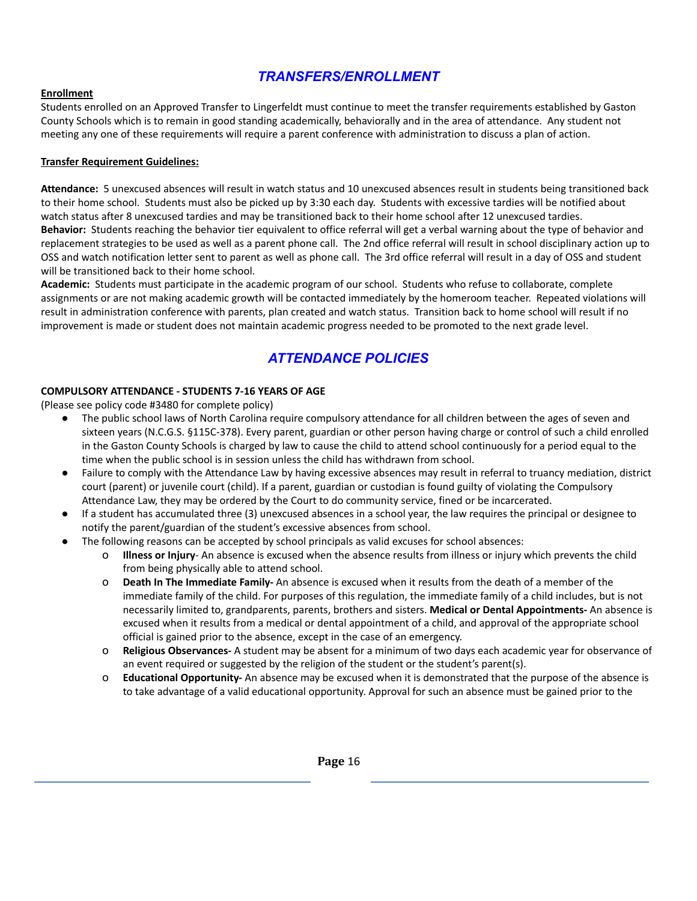## *TRANSFERS/ENROLLMENT*

**Enrollment**

Students enrolled on an Approved Transfer to Lingerfeldt must continue to meet the transfer requirements established by Gaston County Schools which is to remain in good standing academically, behaviorally and in the area of attendance. Any student not meeting any one of these requirements will require a parent conference with administration to discuss a plan of action.

**Transfer Requirement Guidelines:**

**Attendance:** 5 unexcused absences will result in watch status and 10 unexcused absences result in students being transitioned back to their home school. Students must also be picked up by 3:30 each day. Students with excessive tardies will be notified about watch status after 8 unexcused tardies and may be transitioned back to their home school after 12 unexcused tardies.
**Behavior:** Students reaching the behavior tier equivalent to office referral will get a verbal warning about the type of behavior and replacement strategies to be used as well as a parent phone call. The 2nd office referral will result in school disciplinary action up to OSS and watch notification letter sent to parent as well as phone call. The 3rd office referral will result in a day of OSS and student will be transitioned back to their home school.
**Academic:** Students must participate in the academic program of our school. Students who refuse to collaborate, complete assignments or are not making academic growth will be contacted immediately by the homeroom teacher. Repeated violations will result in administration conference with parents, plan created and watch status. Transition back to home school will result if no improvement is made or student does not maintain academic progress needed to be promoted to the next grade level.

## *ATTENDANCE POLICIES*

**COMPULSORY ATTENDANCE - STUDENTS 7-16 YEARS OF AGE**
(Please see policy code #3480 for complete policy)

- The public school laws of North Carolina require compulsory attendance for all children between the ages of seven and sixteen years (N.C.G.S. §115C-378). Every parent, guardian or other person having charge or control of such a child enrolled in the Gaston County Schools is charged by law to cause the child to attend school continuously for a period equal to the time when the public school is in session unless the child has withdrawn from school.
- Failure to comply with the Attendance Law by having excessive absences may result in referral to truancy mediation, district court (parent) or juvenile court (child). If a parent, guardian or custodian is found guilty of violating the Compulsory Attendance Law, they may be ordered by the Court to do community service, fined or be incarcerated.
- If a student has accumulated three (3) unexcused absences in a school year, the law requires the principal or designee to notify the parent/guardian of the student's excessive absences from school.
- The following reasons can be accepted by school principals as valid excuses for school absences:
  - **Illness or Injury**- An absence is excused when the absence results from illness or injury which prevents the child from being physically able to attend school.
  - **Death In The Immediate Family-** An absence is excused when it results from the death of a member of the immediate family of the child. For purposes of this regulation, the immediate family of a child includes, but is not necessarily limited to, grandparents, parents, brothers and sisters. **Medical or Dental Appointments-** An absence is excused when it results from a medical or dental appointment of a child, and approval of the appropriate school official is gained prior to the absence, except in the case of an emergency.
  - **Religious Observances-** A student may be absent for a minimum of two days each academic year for observance of an event required or suggested by the religion of the student or the student's parent(s).
  - **Educational Opportunity-** An absence may be excused when it is demonstrated that the purpose of the absence is to take advantage of a valid educational opportunity. Approval for such an absence must be gained prior to the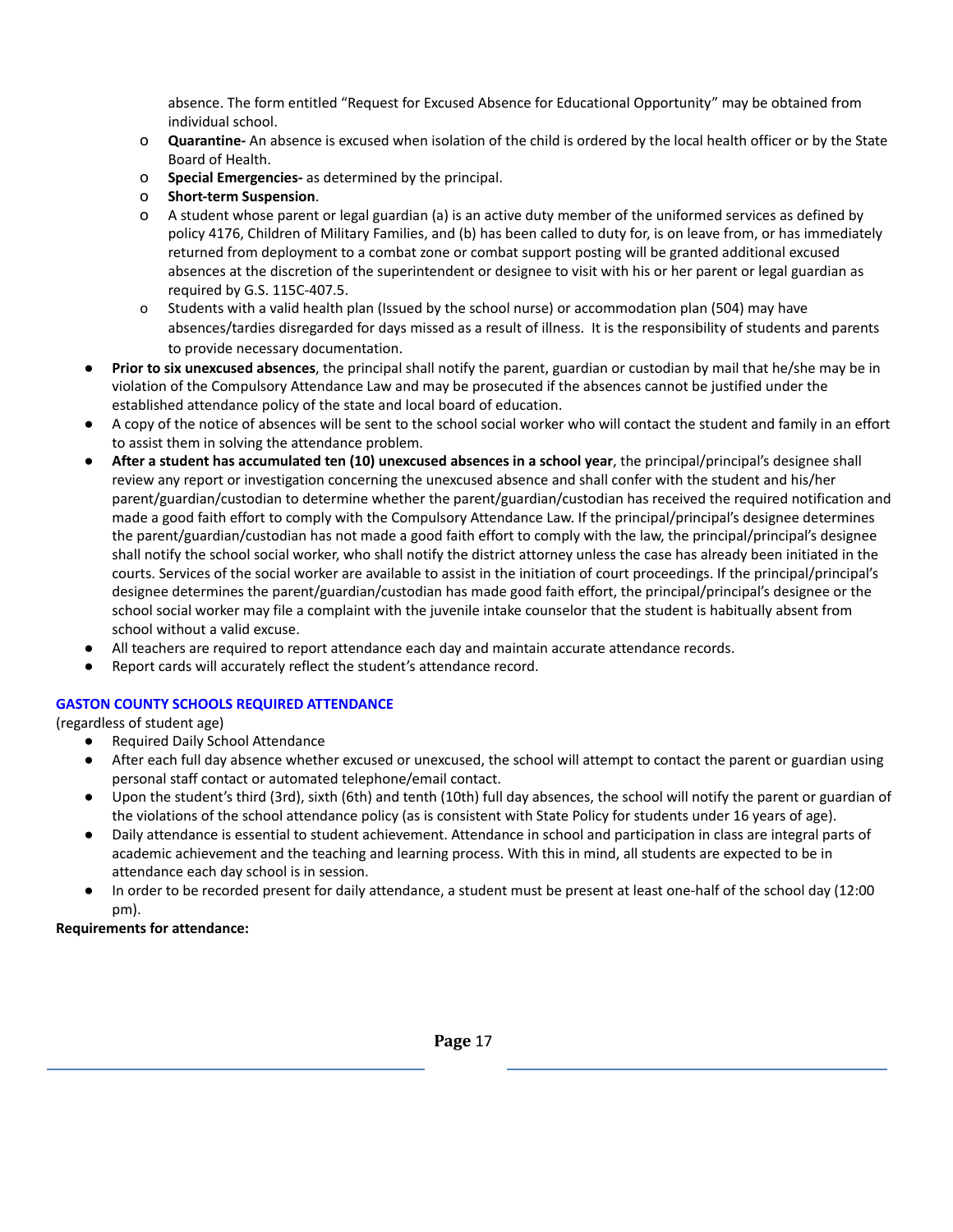absence. The form entitled "Request for Excused Absence for Educational Opportunity" may be obtained from individual school.

  - **Quarantine-** An absence is excused when isolation of the child is ordered by the local health officer or by the State Board of Health.
  - **Special Emergencies-** as determined by the principal.
  - **Short-term Suspension**.
  - A student whose parent or legal guardian (a) is an active duty member of the uniformed services as defined by policy 4176, Children of Military Families, and (b) has been called to duty for, is on leave from, or has immediately returned from deployment to a combat zone or combat support posting will be granted additional excused absences at the discretion of the superintendent or designee to visit with his or her parent or legal guardian as required by G.S. 115C-407.5.
  - Students with a valid health plan (Issued by the school nurse) or accommodation plan (504) may have absences/tardies disregarded for days missed as a result of illness. It is the responsibility of students and parents to provide necessary documentation.
- **Prior to six unexcused absences**, the principal shall notify the parent, guardian or custodian by mail that he/she may be in violation of the Compulsory Attendance Law and may be prosecuted if the absences cannot be justified under the established attendance policy of the state and local board of education.
- A copy of the notice of absences will be sent to the school social worker who will contact the student and family in an effort to assist them in solving the attendance problem.
- **After a student has accumulated ten (10) unexcused absences in a school year**, the principal/principal's designee shall review any report or investigation concerning the unexcused absence and shall confer with the student and his/her parent/guardian/custodian to determine whether the parent/guardian/custodian has received the required notification and made a good faith effort to comply with the Compulsory Attendance Law. If the principal/principal's designee determines the parent/guardian/custodian has not made a good faith effort to comply with the law, the principal/principal's designee shall notify the school social worker, who shall notify the district attorney unless the case has already been initiated in the courts. Services of the social worker are available to assist in the initiation of court proceedings. If the principal/principal's designee determines the parent/guardian/custodian has made good faith effort, the principal/principal's designee or the school social worker may file a complaint with the juvenile intake counselor that the student is habitually absent from school without a valid excuse.
- All teachers are required to report attendance each day and maintain accurate attendance records.
- Report cards will accurately reflect the student's attendance record.

### GASTON COUNTY SCHOOLS REQUIRED ATTENDANCE

(regardless of student age)

- Required Daily School Attendance
- After each full day absence whether excused or unexcused, the school will attempt to contact the parent or guardian using personal staff contact or automated telephone/email contact.
- Upon the student's third (3rd), sixth (6th) and tenth (10th) full day absences, the school will notify the parent or guardian of the violations of the school attendance policy (as is consistent with State Policy for students under 16 years of age).
- Daily attendance is essential to student achievement. Attendance in school and participation in class are integral parts of academic achievement and the teaching and learning process. With this in mind, all students are expected to be in attendance each day school is in session.
- In order to be recorded present for daily attendance, a student must be present at least one-half of the school day (12:00 pm).

**Requirements for attendance:**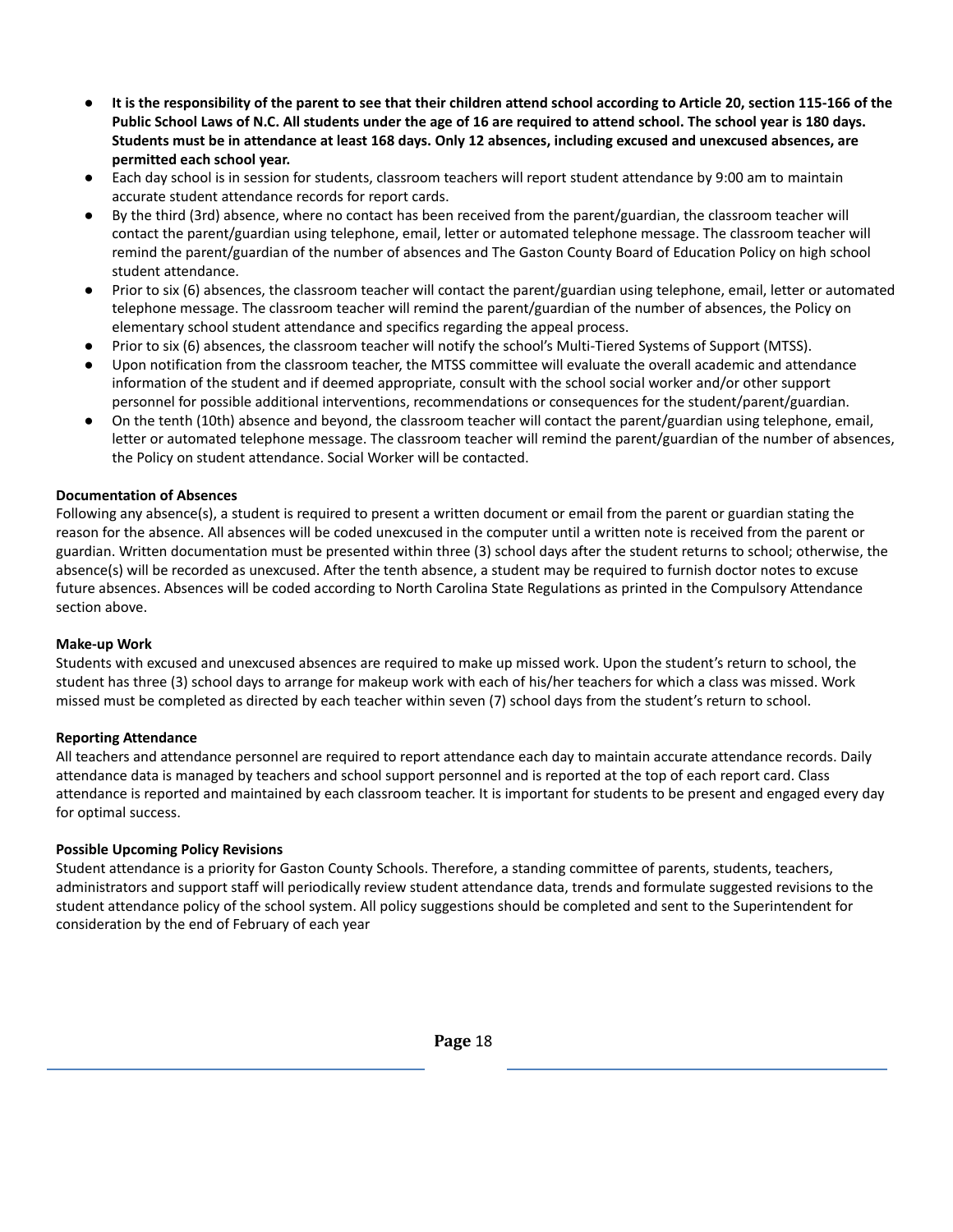- **It is the responsibility of the parent to see that their children attend school according to Article 20, section 115-166 of the Public School Laws of N.C. All students under the age of 16 are required to attend school. The school year is 180 days. Students must be in attendance at least 168 days. Only 12 absences, including excused and unexcused absences, are permitted each school year.**
- Each day school is in session for students, classroom teachers will report student attendance by 9:00 am to maintain accurate student attendance records for report cards.
- By the third (3rd) absence, where no contact has been received from the parent/guardian, the classroom teacher will contact the parent/guardian using telephone, email, letter or automated telephone message. The classroom teacher will remind the parent/guardian of the number of absences and The Gaston County Board of Education Policy on high school student attendance.
- Prior to six (6) absences, the classroom teacher will contact the parent/guardian using telephone, email, letter or automated telephone message. The classroom teacher will remind the parent/guardian of the number of absences, the Policy on elementary school student attendance and specifics regarding the appeal process.
- Prior to six (6) absences, the classroom teacher will notify the school's Multi-Tiered Systems of Support (MTSS).
- Upon notification from the classroom teacher, the MTSS committee will evaluate the overall academic and attendance information of the student and if deemed appropriate, consult with the school social worker and/or other support personnel for possible additional interventions, recommendations or consequences for the student/parent/guardian.
- On the tenth (10th) absence and beyond, the classroom teacher will contact the parent/guardian using telephone, email, letter or automated telephone message. The classroom teacher will remind the parent/guardian of the number of absences, the Policy on student attendance. Social Worker will be contacted.

**Documentation of Absences**
Following any absence(s), a student is required to present a written document or email from the parent or guardian stating the reason for the absence. All absences will be coded unexcused in the computer until a written note is received from the parent or guardian. Written documentation must be presented within three (3) school days after the student returns to school; otherwise, the absence(s) will be recorded as unexcused. After the tenth absence, a student may be required to furnish doctor notes to excuse future absences. Absences will be coded according to North Carolina State Regulations as printed in the Compulsory Attendance section above.

**Make-up Work**
Students with excused and unexcused absences are required to make up missed work. Upon the student's return to school, the student has three (3) school days to arrange for makeup work with each of his/her teachers for which a class was missed. Work missed must be completed as directed by each teacher within seven (7) school days from the student's return to school.

**Reporting Attendance**
All teachers and attendance personnel are required to report attendance each day to maintain accurate attendance records. Daily attendance data is managed by teachers and school support personnel and is reported at the top of each report card. Class attendance is reported and maintained by each classroom teacher. It is important for students to be present and engaged every day for optimal success.

**Possible Upcoming Policy Revisions**
Student attendance is a priority for Gaston County Schools. Therefore, a standing committee of parents, students, teachers, administrators and support staff will periodically review student attendance data, trends and formulate suggested revisions to the student attendance policy of the school system. All policy suggestions should be completed and sent to the Superintendent for consideration by the end of February of each year